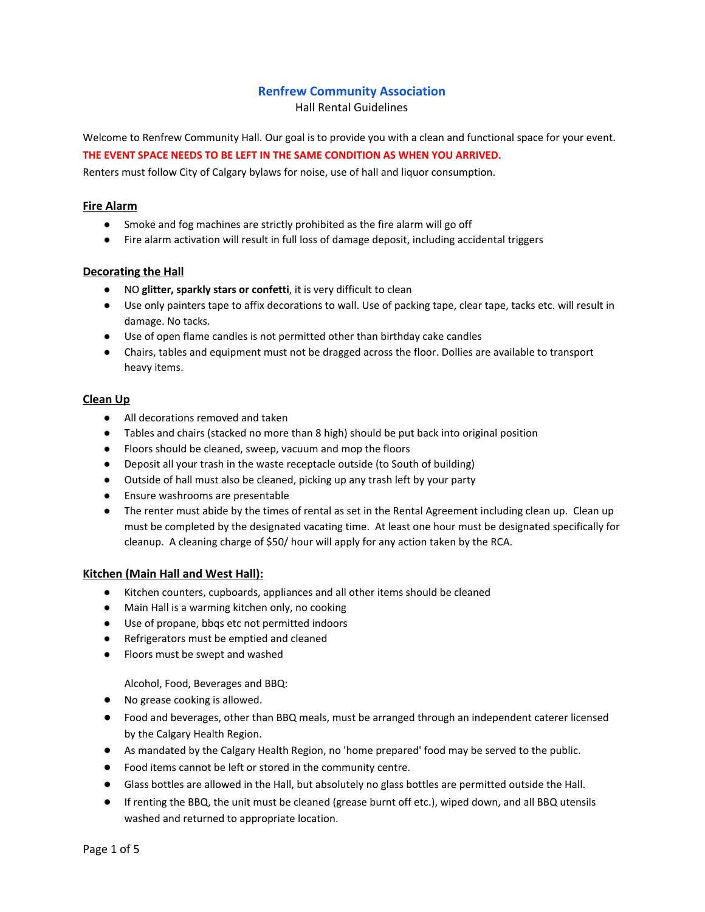# Renfrew Community Association

Hall Rental Guidelines

Welcome to Renfrew Community Hall. Our goal is to provide you with a clean and functional space for your event.

**THE EVENT SPACE NEEDS TO BE LEFT IN THE SAME CONDITION AS WHEN YOU ARRIVED.**

Renters must follow City of Calgary bylaws for noise, use of hall and liquor consumption.

## Fire Alarm

- Smoke and fog machines are strictly prohibited as the fire alarm will go off
- Fire alarm activation will result in full loss of damage deposit, including accidental triggers

## Decorating the Hall

- NO **glitter, sparkly stars or confetti**, it is very difficult to clean
- Use only painters tape to affix decorations to wall. Use of packing tape, clear tape, tacks etc. will result in damage. No tacks.
- Use of open flame candles is not permitted other than birthday cake candles
- Chairs, tables and equipment must not be dragged across the floor. Dollies are available to transport heavy items.

## Clean Up

- All decorations removed and taken
- Tables and chairs (stacked no more than 8 high) should be put back into original position
- Floors should be cleaned, sweep, vacuum and mop the floors
- Deposit all your trash in the waste receptacle outside (to South of building)
- Outside of hall must also be cleaned, picking up any trash left by your party
- Ensure washrooms are presentable
- The renter must abide by the times of rental as set in the Rental Agreement including clean up. Clean up must be completed by the designated vacating time. At least one hour must be designated specifically for cleanup. A cleaning charge of $50/ hour will apply for any action taken by the RCA.

## Kitchen (Main Hall and West Hall):

- Kitchen counters, cupboards, appliances and all other items should be cleaned
- Main Hall is a warming kitchen only, no cooking
- Use of propane, bbqs etc not permitted indoors
- Refrigerators must be emptied and cleaned
- Floors must be swept and washed

Alcohol, Food, Beverages and BBQ:

- No grease cooking is allowed.
- Food and beverages, other than BBQ meals, must be arranged through an independent caterer licensed by the Calgary Health Region.
- As mandated by the Calgary Health Region, no 'home prepared' food may be served to the public.
- Food items cannot be left or stored in the community centre.
- Glass bottles are allowed in the Hall, but absolutely no glass bottles are permitted outside the Hall.
- If renting the BBQ, the unit must be cleaned (grease burnt off etc.), wiped down, and all BBQ utensils washed and returned to appropriate location.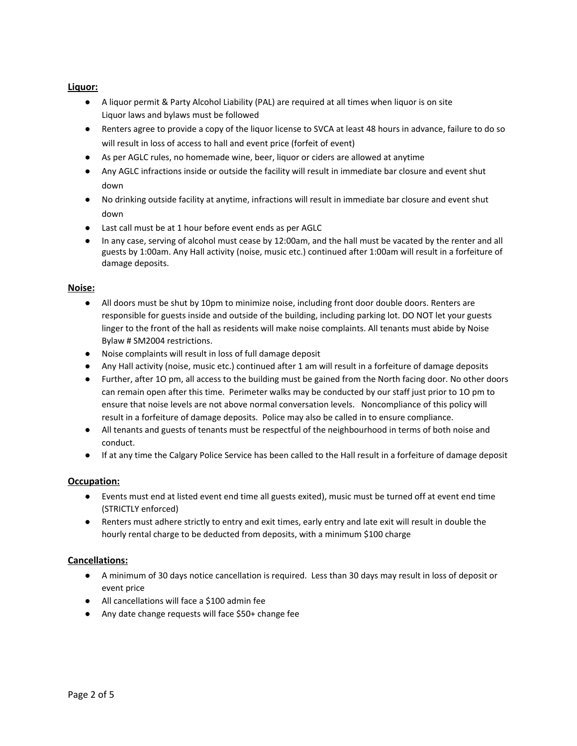**Liquor:**

- A liquor permit & Party Alcohol Liability (PAL) are required at all times when liquor is on site Liquor laws and bylaws must be followed
- Renters agree to provide a copy of the liquor license to SVCA at least 48 hours in advance, failure to do so will result in loss of access to hall and event price (forfeit of event)
- As per AGLC rules, no homemade wine, beer, liquor or ciders are allowed at anytime
- Any AGLC infractions inside or outside the facility will result in immediate bar closure and event shut down
- No drinking outside facility at anytime, infractions will result in immediate bar closure and event shut down
- Last call must be at 1 hour before event ends as per AGLC
- In any case, serving of alcohol must cease by 12:00am, and the hall must be vacated by the renter and all guests by 1:00am. Any Hall activity (noise, music etc.) continued after 1:00am will result in a forfeiture of damage deposits.

**Noise:**

- All doors must be shut by 10pm to minimize noise, including front door double doors. Renters are responsible for guests inside and outside of the building, including parking lot. DO NOT let your guests linger to the front of the hall as residents will make noise complaints. All tenants must abide by Noise Bylaw # SM2004 restrictions.
- Noise complaints will result in loss of full damage deposit
- Any Hall activity (noise, music etc.) continued after 1 am will result in a forfeiture of damage deposits
- Further, after 1O pm, all access to the building must be gained from the North facing door. No other doors can remain open after this time. Perimeter walks may be conducted by our staff just prior to 1O pm to ensure that noise levels are not above normal conversation levels. Noncompliance of this policy will result in a forfeiture of damage deposits. Police may also be called in to ensure compliance.
- All tenants and guests of tenants must be respectful of the neighbourhood in terms of both noise and conduct.
- If at any time the Calgary Police Service has been called to the Hall result in a forfeiture of damage deposit

**Occupation:**

- Events must end at listed event end time all guests exited), music must be turned off at event end time (STRICTLY enforced)
- Renters must adhere strictly to entry and exit times, early entry and late exit will result in double the hourly rental charge to be deducted from deposits, with a minimum $100 charge

**Cancellations:**

- A minimum of 30 days notice cancellation is required. Less than 30 days may result in loss of deposit or event price
- All cancellations will face a $100 admin fee
- Any date change requests will face $50+ change fee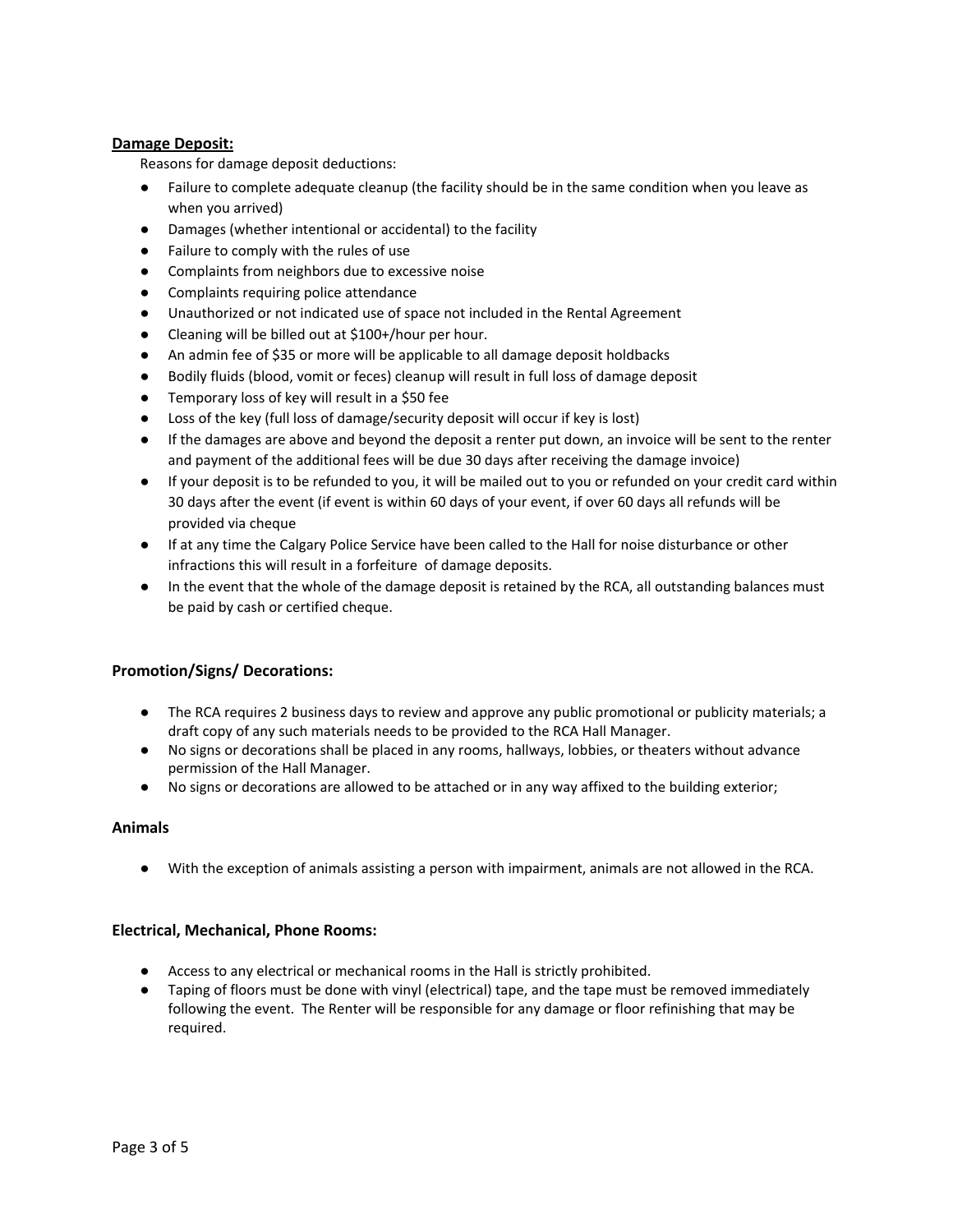**Damage Deposit:**

Reasons for damage deposit deductions:

- Failure to complete adequate cleanup (the facility should be in the same condition when you leave as when you arrived)
- Damages (whether intentional or accidental) to the facility
- Failure to comply with the rules of use
- Complaints from neighbors due to excessive noise
- Complaints requiring police attendance
- Unauthorized or not indicated use of space not included in the Rental Agreement
- Cleaning will be billed out at $100+/hour per hour.
- An admin fee of $35 or more will be applicable to all damage deposit holdbacks
- Bodily fluids (blood, vomit or feces) cleanup will result in full loss of damage deposit
- Temporary loss of key will result in a $50 fee
- Loss of the key (full loss of damage/security deposit will occur if key is lost)
- If the damages are above and beyond the deposit a renter put down, an invoice will be sent to the renter and payment of the additional fees will be due 30 days after receiving the damage invoice)
- If your deposit is to be refunded to you, it will be mailed out to you or refunded on your credit card within 30 days after the event (if event is within 60 days of your event, if over 60 days all refunds will be provided via cheque
- If at any time the Calgary Police Service have been called to the Hall for noise disturbance or other infractions this will result in a forfeiture of damage deposits.
- In the event that the whole of the damage deposit is retained by the RCA, all outstanding balances must be paid by cash or certified cheque.

### Promotion/Signs/ Decorations:

- The RCA requires 2 business days to review and approve any public promotional or publicity materials; a draft copy of any such materials needs to be provided to the RCA Hall Manager.
- No signs or decorations shall be placed in any rooms, hallways, lobbies, or theaters without advance permission of the Hall Manager.
- No signs or decorations are allowed to be attached or in any way affixed to the building exterior;

### Animals

- With the exception of animals assisting a person with impairment, animals are not allowed in the RCA.

### Electrical, Mechanical, Phone Rooms:

- Access to any electrical or mechanical rooms in the Hall is strictly prohibited.
- Taping of floors must be done with vinyl (electrical) tape, and the tape must be removed immediately following the event. The Renter will be responsible for any damage or floor refinishing that may be required.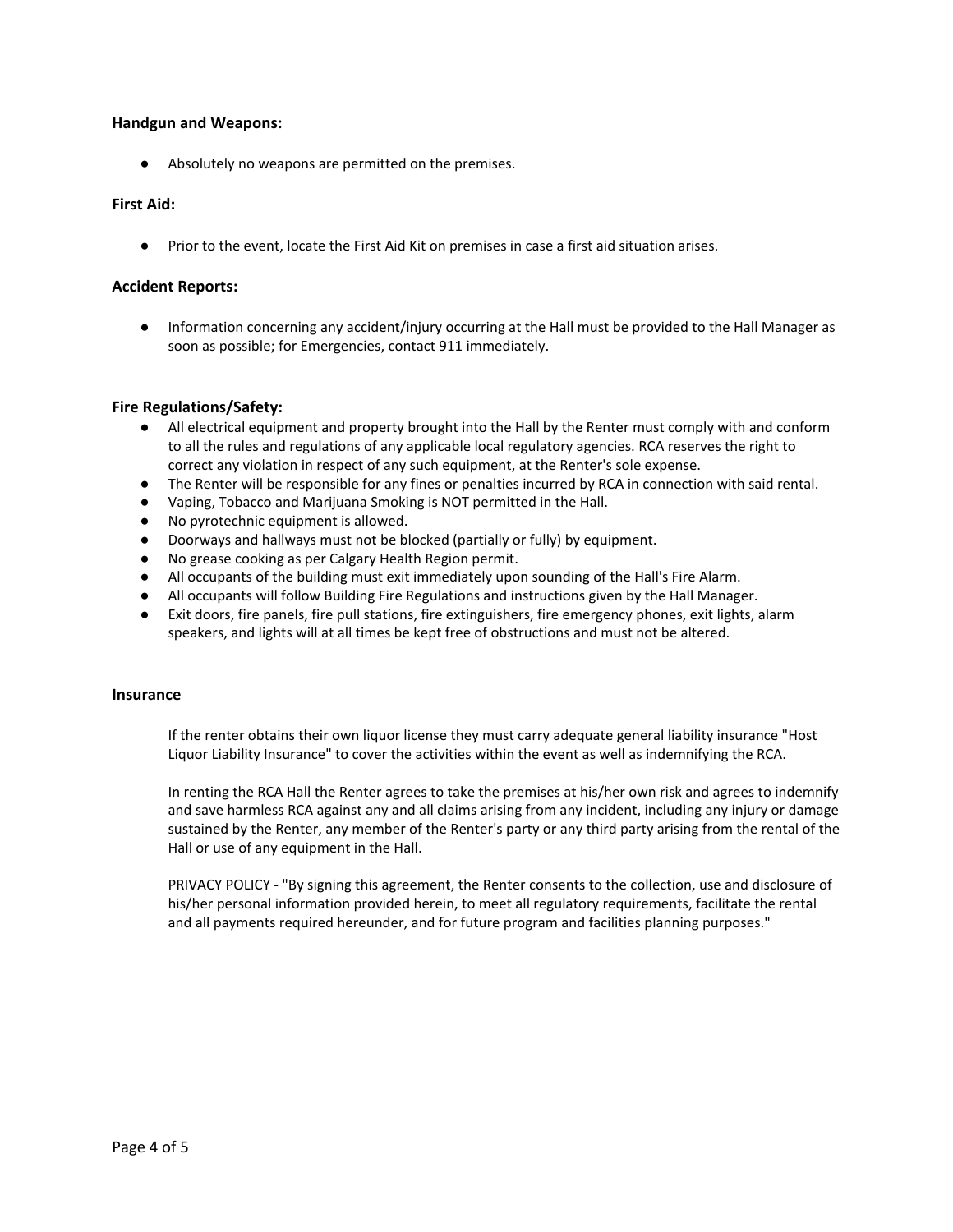### Handgun and Weapons:

- Absolutely no weapons are permitted on the premises.

### First Aid:

- Prior to the event, locate the First Aid Kit on premises in case a first aid situation arises.

### Accident Reports:

- Information concerning any accident/injury occurring at the Hall must be provided to the Hall Manager as soon as possible; for Emergencies, contact 911 immediately.

### Fire Regulations/Safety:

- All electrical equipment and property brought into the Hall by the Renter must comply with and conform to all the rules and regulations of any applicable local regulatory agencies. RCA reserves the right to correct any violation in respect of any such equipment, at the Renter's sole expense.
- The Renter will be responsible for any fines or penalties incurred by RCA in connection with said rental.
- Vaping, Tobacco and Marijuana Smoking is NOT permitted in the Hall.
- No pyrotechnic equipment is allowed.
- Doorways and hallways must not be blocked (partially or fully) by equipment.
- No grease cooking as per Calgary Health Region permit.
- All occupants of the building must exit immediately upon sounding of the Hall's Fire Alarm.
- All occupants will follow Building Fire Regulations and instructions given by the Hall Manager.
- Exit doors, fire panels, fire pull stations, fire extinguishers, fire emergency phones, exit lights, alarm speakers, and lights will at all times be kept free of obstructions and must not be altered.

### Insurance

If the renter obtains their own liquor license they must carry adequate general liability insurance "Host Liquor Liability Insurance" to cover the activities within the event as well as indemnifying the RCA.

In renting the RCA Hall the Renter agrees to take the premises at his/her own risk and agrees to indemnify and save harmless RCA against any and all claims arising from any incident, including any injury or damage sustained by the Renter, any member of the Renter's party or any third party arising from the rental of the Hall or use of any equipment in the Hall.

PRIVACY POLICY - "By signing this agreement, the Renter consents to the collection, use and disclosure of his/her personal information provided herein, to meet all regulatory requirements, facilitate the rental and all payments required hereunder, and for future program and facilities planning purposes."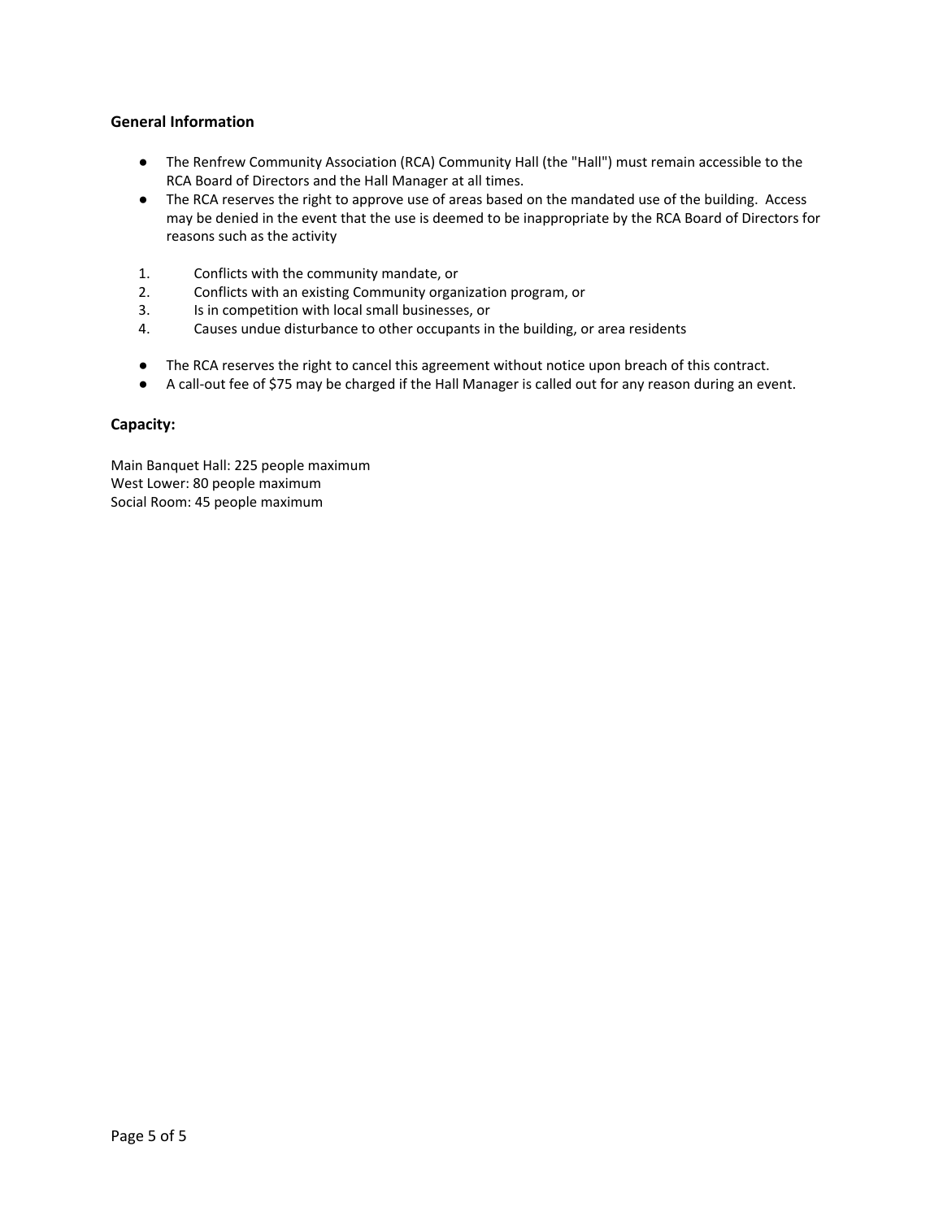### General Information

- The Renfrew Community Association (RCA) Community Hall (the "Hall") must remain accessible to the RCA Board of Directors and the Hall Manager at all times.
- The RCA reserves the right to approve use of areas based on the mandated use of the building. Access may be denied in the event that the use is deemed to be inappropriate by the RCA Board of Directors for reasons such as the activity

1. Conflicts with the community mandate, or
2. Conflicts with an existing Community organization program, or
3. Is in competition with local small businesses, or
4. Causes undue disturbance to other occupants in the building, or area residents

- The RCA reserves the right to cancel this agreement without notice upon breach of this contract.
- A call-out fee of $75 may be charged if the Hall Manager is called out for any reason during an event.

### Capacity:

Main Banquet Hall: 225 people maximum
West Lower: 80 people maximum
Social Room: 45 people maximum